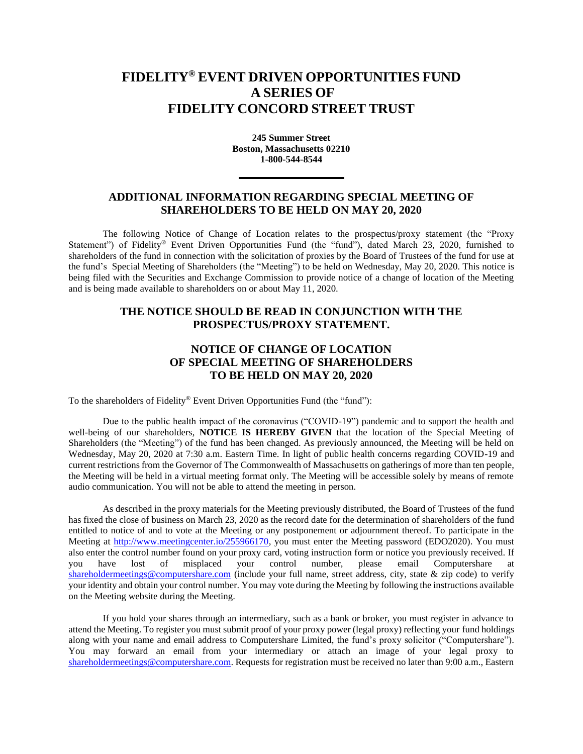# FIDELITY® EVENT DRIVEN OPPORTUNITIES FUND
# A SERIES OF
# FIDELITY CONCORD STREET TRUST

**245 Summer Street**
**Boston, Massachusetts 02210**
**1-800-544-8544**

---

## ADDITIONAL INFORMATION REGARDING SPECIAL MEETING OF SHAREHOLDERS TO BE HELD ON MAY 20, 2020

The following Notice of Change of Location relates to the prospectus/proxy statement (the "Proxy Statement") of Fidelity® Event Driven Opportunities Fund (the "fund"), dated March 23, 2020, furnished to shareholders of the fund in connection with the solicitation of proxies by the Board of Trustees of the fund for use at the fund's Special Meeting of Shareholders (the "Meeting") to be held on Wednesday, May 20, 2020. This notice is being filed with the Securities and Exchange Commission to provide notice of a change of location of the Meeting and is being made available to shareholders on or about May 11, 2020.

## THE NOTICE SHOULD BE READ IN CONJUNCTION WITH THE PROSPECTUS/PROXY STATEMENT.

## NOTICE OF CHANGE OF LOCATION OF SPECIAL MEETING OF SHAREHOLDERS TO BE HELD ON MAY 20, 2020

To the shareholders of Fidelity® Event Driven Opportunities Fund (the "fund"):

Due to the public health impact of the coronavirus ("COVID-19") pandemic and to support the health and well-being of our shareholders, **NOTICE IS HEREBY GIVEN** that the location of the Special Meeting of Shareholders (the "Meeting") of the fund has been changed. As previously announced, the Meeting will be held on Wednesday, May 20, 2020 at 7:30 a.m. Eastern Time. In light of public health concerns regarding COVID-19 and current restrictions from the Governor of The Commonwealth of Massachusetts on gatherings of more than ten people, the Meeting will be held in a virtual meeting format only. The Meeting will be accessible solely by means of remote audio communication. You will not be able to attend the meeting in person.

As described in the proxy materials for the Meeting previously distributed, the Board of Trustees of the fund has fixed the close of business on March 23, 2020 as the record date for the determination of shareholders of the fund entitled to notice of and to vote at the Meeting or any postponement or adjournment thereof. To participate in the Meeting at http://www.meetingcenter.io/255966170, you must enter the Meeting password (EDO2020). You must also enter the control number found on your proxy card, voting instruction form or notice you previously received. If you have lost of misplaced your control number, please email Computershare at shareholdermeetings@computershare.com (include your full name, street address, city, state & zip code) to verify your identity and obtain your control number. You may vote during the Meeting by following the instructions available on the Meeting website during the Meeting.

If you hold your shares through an intermediary, such as a bank or broker, you must register in advance to attend the Meeting. To register you must submit proof of your proxy power (legal proxy) reflecting your fund holdings along with your name and email address to Computershare Limited, the fund's proxy solicitor ("Computershare"). You may forward an email from your intermediary or attach an image of your legal proxy to shareholdermeetings@computershare.com. Requests for registration must be received no later than 9:00 a.m., Eastern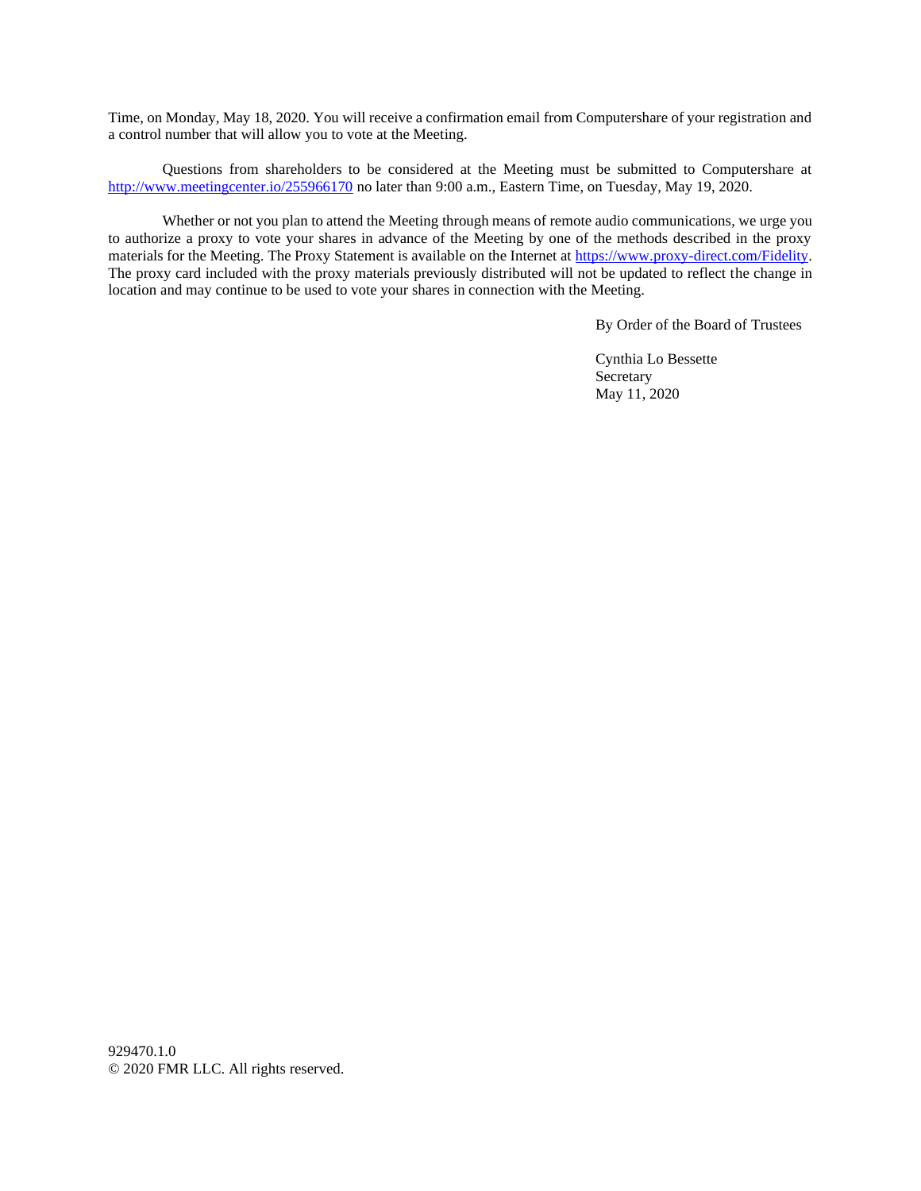Time, on Monday, May 18, 2020. You will receive a confirmation email from Computershare of your registration and a control number that will allow you to vote at the Meeting.

Questions from shareholders to be considered at the Meeting must be submitted to Computershare at http://www.meetingcenter.io/255966170 no later than 9:00 a.m., Eastern Time, on Tuesday, May 19, 2020.

Whether or not you plan to attend the Meeting through means of remote audio communications, we urge you to authorize a proxy to vote your shares in advance of the Meeting by one of the methods described in the proxy materials for the Meeting. The Proxy Statement is available on the Internet at https://www.proxy-direct.com/Fidelity. The proxy card included with the proxy materials previously distributed will not be updated to reflect the change in location and may continue to be used to vote your shares in connection with the Meeting.

By Order of the Board of Trustees

Cynthia Lo Bessette
Secretary
May 11, 2020

929470.1.0
© 2020 FMR LLC. All rights reserved.